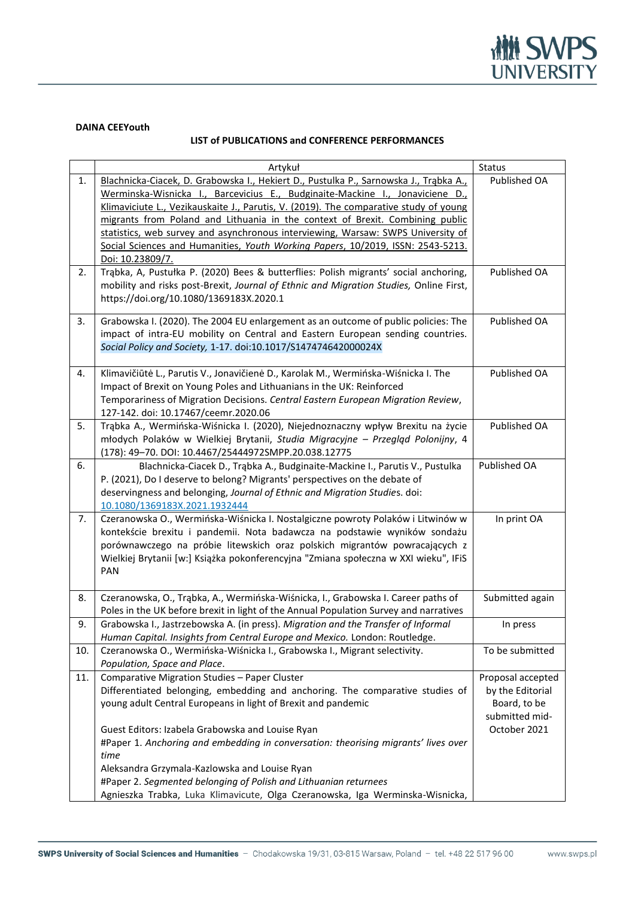**DAINA CEEYouth**

**LIST of PUBLICATIONS and CONFERENCE PERFORMANCES**

| | Artykuł | Status |
|---|---|---|
| 1. | Blachnicka-Ciacek, D. Grabowska I., Hekiert D., Pustulka P., Sarnowska J., Trąbka A., Werminska-Wisnicka I., Barcevicius E., Budginaite-Mackine I., Jonaviciene D., Klimaviciute L., Vezikauskaite J., Parutis, V. (2019). The comparative study of young migrants from Poland and Lithuania in the context of Brexit. Combining public statistics, web survey and asynchronous interviewing, Warsaw: SWPS University of Social Sciences and Humanities, *Youth Working Papers*, 10/2019, ISSN: 2543-5213. Doi: 10.23809/7. | Published OA |
| 2. | Trąbka, A, Pustułka P. (2020) Bees & butterflies: Polish migrants' social anchoring, mobility and risks post-Brexit, *Journal of Ethnic and Migration Studies,* Online First, https://doi.org/10.1080/1369183X.2020.1 | Published OA |
| 3. | Grabowska I. (2020). The 2004 EU enlargement as an outcome of public policies: The impact of intra-EU mobility on Central and Eastern European sending countries. *Social Policy and Society,* 1-17. doi:10.1017/S147474642000024X | Published OA |
| 4. | Klimavičiūtė L., Parutis V., Jonavičienė D., Karolak M., Wermińska-Wiśnicka I. The Impact of Brexit on Young Poles and Lithuanians in the UK: Reinforced Temporariness of Migration Decisions. *Central Eastern European Migration Review*, 127-142. doi: 10.17467/ceemr.2020.06 | Published OA |
| 5. | Trąbka A., Wermińska-Wiśnicka I. (2020), Niejednoznaczny wpływ Brexitu na życie młodych Polaków w Wielkiej Brytanii, *Studia Migracyjne – Przegląd Polonijny*, 4 (178): 49–70. DOI: 10.4467/25444972SMPP.20.038.12775 | Published OA |
| 6. | Blachnicka-Ciacek D., Trąbka A., Budginaite-Mackine I., Parutis V., Pustulka P. (2021), Do I deserve to belong? Migrants' perspectives on the debate of deservingness and belonging, *Journal of Ethnic and Migration Studies*. doi: 10.1080/1369183X.2021.1932444 | Published OA |
| 7. | Czeranowska O., Wermińska-Wiśnicka I. Nostalgiczne powroty Polaków i Litwinów w kontekście brexitu i pandemii. Nota badawcza na podstawie wyników sondażu porównawczego na próbie litewskich oraz polskich migrantów powracających z Wielkiej Brytanii [w:] Książka pokonferencyjna "Zmiana społeczna w XXI wieku", IFiS PAN | In print OA |
| 8. | Czeranowska, O., Trąbka, A., Wermińska-Wiśnicka, I., Grabowska I. Career paths of Poles in the UK before brexit in light of the Annual Population Survey and narratives | Submitted again |
| 9. | Grabowska I., Jastrzebowska A. (in press). *Migration and the Transfer of Informal Human Capital. Insights from Central Europe and Mexico.* London: Routledge. | In press |
| 10. | Czeranowska O., Wermińska-Wiśnicka I., Grabowska I., Migrant selectivity. *Population, Space and Place*. | To be submitted |
| 11. | Comparative Migration Studies – Paper Cluster<br>Differentiated belonging, embedding and anchoring. The comparative studies of young adult Central Europeans in light of Brexit and pandemic<br><br>Guest Editors: Izabela Grabowska and Louise Ryan<br>#Paper 1. *Anchoring and embedding in conversation: theorising migrants' lives over time*<br>Aleksandra Grzymala-Kazlowska and Louise Ryan<br>#Paper 2. *Segmented belonging of Polish and Lithuanian returnees*<br>Agnieszka Trabka, Luka Klimavicute, Olga Czeranowska, Iga Werminska-Wisnicka, | Proposal accepted by the Editorial Board, to be submitted mid-October 2021 |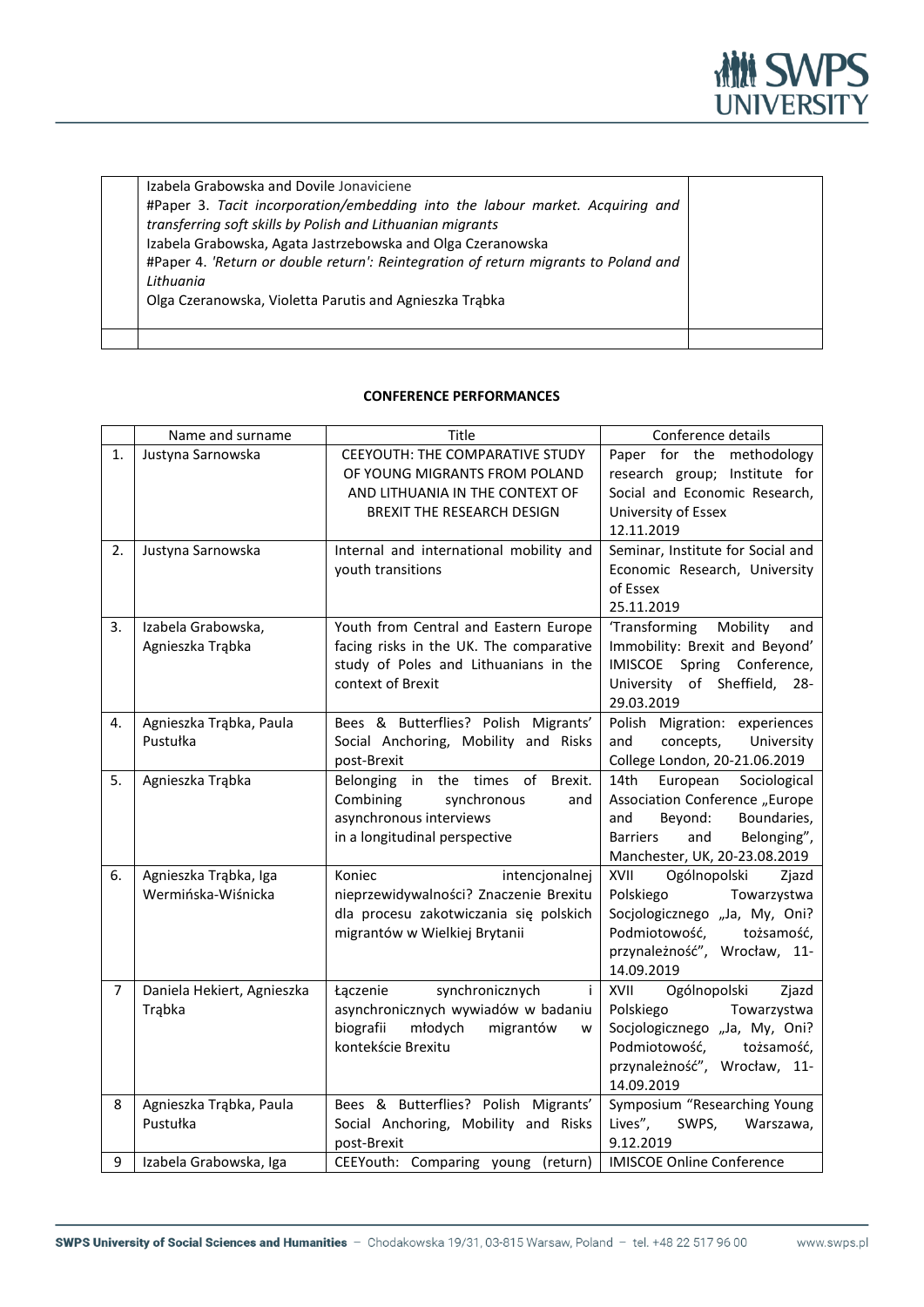| | | |
|---|---|---|
| | Izabela Grabowska and Dovile Jonaviciene<br>#Paper 3. *Tacit incorporation/embedding into the labour market. Acquiring and transferring soft skills by Polish and Lithuanian migrants*<br>Izabela Grabowska, Agata Jastrzebowska and Olga Czeranowska<br>#Paper 4. *'Return or double return': Reintegration of return migrants to Poland and Lithuania*<br>Olga Czeranowska, Violetta Parutis and Agnieszka Trąbka | |
| | | |

**CONFERENCE PERFORMANCES**

| | Name and surname | Title | Conference details |
|---|---|---|---|
| 1. | Justyna Sarnowska | CEEYOUTH: THE COMPARATIVE STUDY OF YOUNG MIGRANTS FROM POLAND AND LITHUANIA IN THE CONTEXT OF BREXIT THE RESEARCH DESIGN | Paper for the methodology research group; Institute for Social and Economic Research, University of Essex 12.11.2019 |
| 2. | Justyna Sarnowska | Internal and international mobility and youth transitions | Seminar, Institute for Social and Economic Research, University of Essex 25.11.2019 |
| 3. | Izabela Grabowska, Agnieszka Trąbka | Youth from Central and Eastern Europe facing risks in the UK. The comparative study of Poles and Lithuanians in the context of Brexit | 'Transforming Mobility and Immobility: Brexit and Beyond' IMISCOE Spring Conference, University of Sheffield, 28-29.03.2019 |
| 4. | Agnieszka Trąbka, Paula Pustułka | Bees & Butterflies? Polish Migrants' Social Anchoring, Mobility and Risks post-Brexit | Polish Migration: experiences and concepts, University College London, 20-21.06.2019 |
| 5. | Agnieszka Trąbka | Belonging in the times of Brexit. Combining synchronous and asynchronous interviews in a longitudinal perspective | 14th European Sociological Association Conference „Europe and Beyond: Boundaries, Barriers and Belonging", Manchester, UK, 20-23.08.2019 |
| 6. | Agnieszka Trąbka, Iga Wermińska-Wiśnicka | Koniec intencjonalnej nieprzewidywalności? Znaczenie Brexitu dla procesu zakotwiczania się polskich migrantów w Wielkiej Brytanii | XVII Ogólnopolski Zjazd Polskiego Towarzystwa Socjologicznego „Ja, My, Oni? Podmiotowość, tożsamość, przynależność", Wrocław, 11-14.09.2019 |
| 7 | Daniela Hekiert, Agnieszka Trąbka | Łączenie synchronicznych i asynchronicznych wywiadów w badaniu biografii młodych migrantów w kontekście Brexitu | XVII Ogólnopolski Zjazd Polskiego Towarzystwa Socjologicznego „Ja, My, Oni? Podmiotowość, tożsamość, przynależność", Wrocław, 11-14.09.2019 |
| 8 | Agnieszka Trąbka, Paula Pustułka | Bees & Butterflies? Polish Migrants' Social Anchoring, Mobility and Risks post-Brexit | Symposium "Researching Young Lives", SWPS, Warszawa, 9.12.2019 |
| 9 | Izabela Grabowska, Iga | CEEYouth: Comparing young (return) | IMISCOE Online Conference |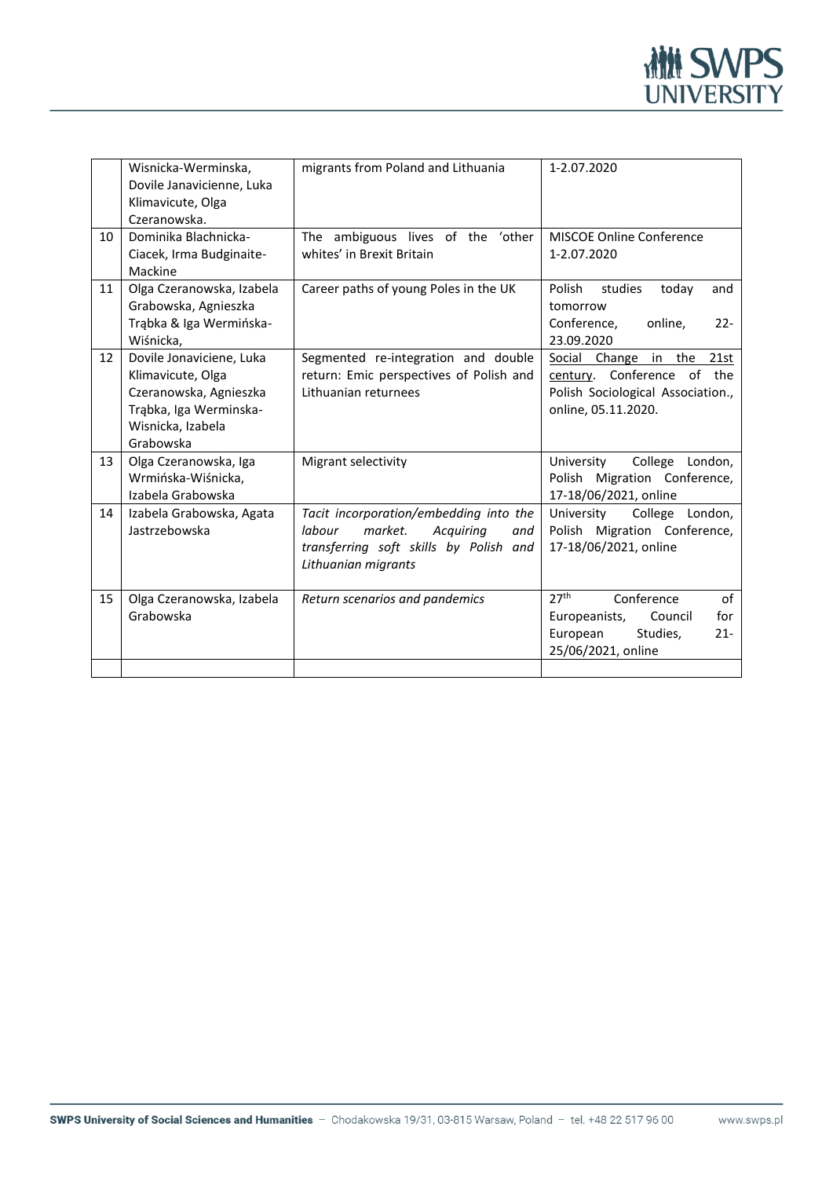| | | | |
|---|---|---|---|
| | Wisnicka-Werminska, Dovile Janavicienne, Luka Klimavicute, Olga Czeranowska. | migrants from Poland and Lithuania | 1-2.07.2020 |
| 10 | Dominika Blachnicka-Ciacek, Irma Budginaite-Mackine | The ambiguous lives of the 'other whites' in Brexit Britain | MISCOE Online Conference 1-2.07.2020 |
| 11 | Olga Czeranowska, Izabela Grabowska, Agnieszka Trąbka & Iga Wermińska-Wiśnicka, | Career paths of young Poles in the UK | Polish studies today and tomorrow Conference, online, 22-23.09.2020 |
| 12 | Dovile Jonaviciene, Luka Klimavicute, Olga Czeranowska, Agnieszka Trąbka, Iga Werminska-Wisnicka, Izabela Grabowska | Segmented re-integration and double return: Emic perspectives of Polish and Lithuanian returnees | Social Change in the 21st century. Conference of the Polish Sociological Association., online, 05.11.2020. |
| 13 | Olga Czeranowska, Iga Wrmińska-Wiśnicka, Izabela Grabowska | Migrant selectivity | University College London, Polish Migration Conference, 17-18/06/2021, online |
| 14 | Izabela Grabowska, Agata Jastrzebowska | *Tacit incorporation/embedding into the labour market. Acquiring and transferring soft skills by Polish and Lithuanian migrants* | University College London, Polish Migration Conference, 17-18/06/2021, online |
| 15 | Olga Czeranowska, Izabela Grabowska | *Return scenarios and pandemics* | 27th Conference of Europeanists, Council for European Studies, 21-25/06/2021, online |
| | | | |